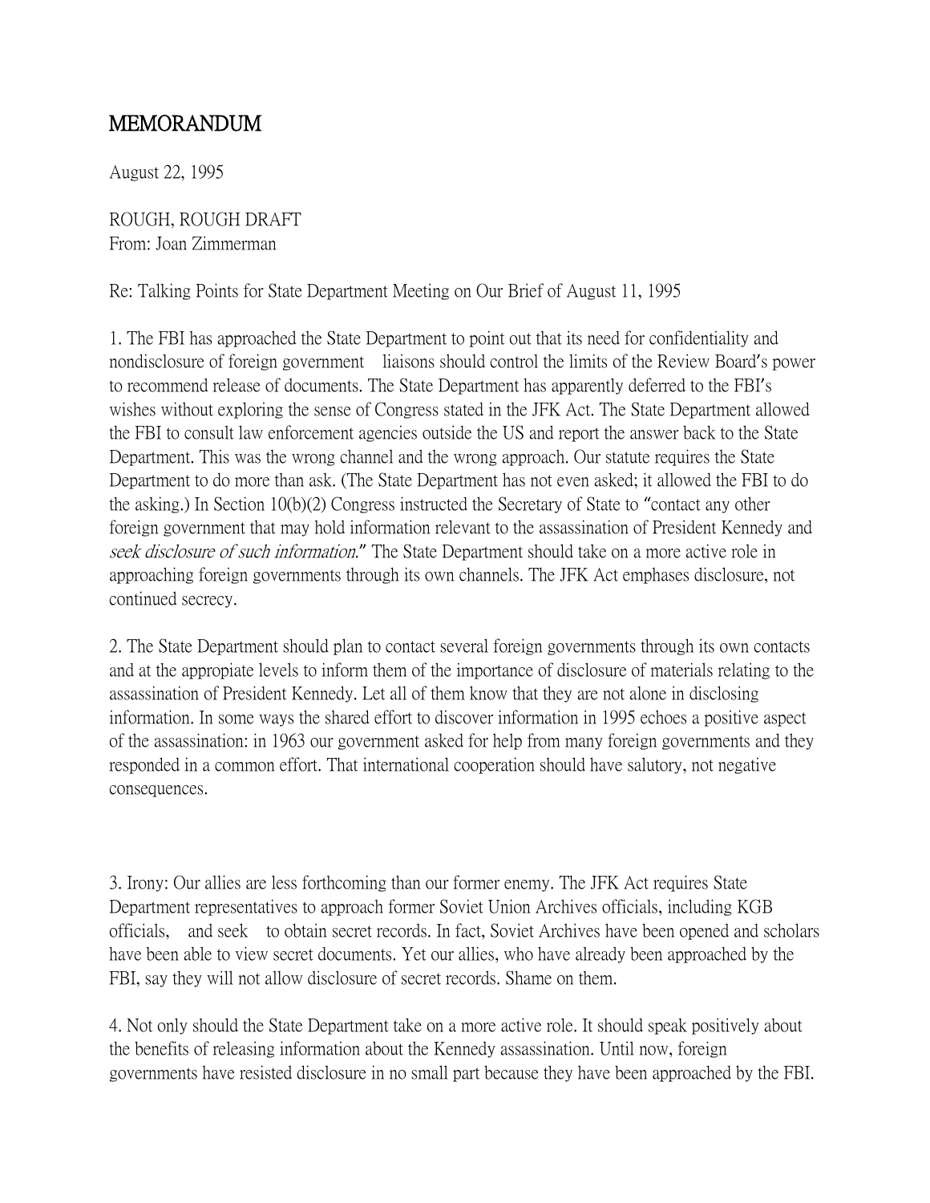# MEMORANDUM

August 22, 1995

ROUGH, ROUGH DRAFT
From: Joan Zimmerman

Re: Talking Points for State Department Meeting on Our Brief of August 11, 1995

1. The FBI has approached the State Department to point out that its need for confidentiality and nondisclosure of foreign government liaisons should control the limits of the Review Board's power to recommend release of documents. The State Department has apparently deferred to the FBI's wishes without exploring the sense of Congress stated in the JFK Act. The State Department allowed the FBI to consult law enforcement agencies outside the US and report the answer back to the State Department. This was the wrong channel and the wrong approach. Our statute requires the State Department to do more than ask. (The State Department has not even asked; it allowed the FBI to do the asking.) In Section 10(b)(2) Congress instructed the Secretary of State to "contact any other foreign government that may hold information relevant to the assassination of President Kennedy and *seek disclosure of such information*." The State Department should take on a more active role in approaching foreign governments through its own channels. The JFK Act emphases disclosure, not continued secrecy.

2. The State Department should plan to contact several foreign governments through its own contacts and at the appropiate levels to inform them of the importance of disclosure of materials relating to the assassination of President Kennedy. Let all of them know that they are not alone in disclosing information. In some ways the shared effort to discover information in 1995 echoes a positive aspect of the assassination: in 1963 our government asked for help from many foreign governments and they responded in a common effort. That international cooperation should have salutory, not negative consequences.

3. Irony: Our allies are less forthcoming than our former enemy. The JFK Act requires State Department representatives to approach former Soviet Union Archives officials, including KGB officials, and seek to obtain secret records. In fact, Soviet Archives have been opened and scholars have been able to view secret documents. Yet our allies, who have already been approached by the FBI, say they will not allow disclosure of secret records. Shame on them.

4. Not only should the State Department take on a more active role. It should speak positively about the benefits of releasing information about the Kennedy assassination. Until now, foreign governments have resisted disclosure in no small part because they have been approached by the FBI.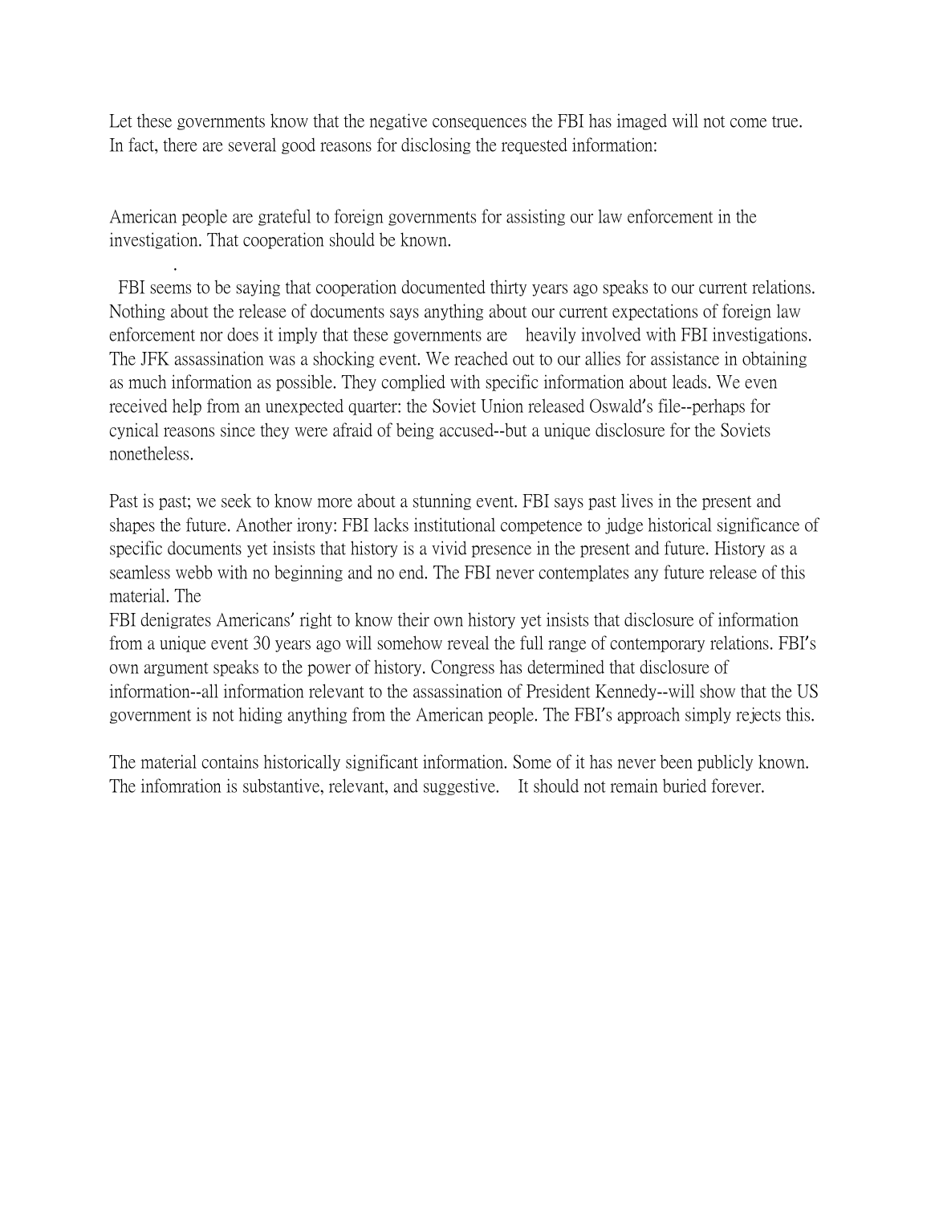Let these governments know that the negative consequences the FBI has imaged will not come true. In fact, there are several good reasons for disclosing the requested information:

American people are grateful to foreign governments for assisting our law enforcement in the investigation. That cooperation should be known.

.

FBI seems to be saying that cooperation documented thirty years ago speaks to our current relations. Nothing about the release of documents says anything about our current expectations of foreign law enforcement nor does it imply that these governments are heavily involved with FBI investigations. The JFK assassination was a shocking event. We reached out to our allies for assistance in obtaining as much information as possible. They complied with specific information about leads. We even received help from an unexpected quarter: the Soviet Union released Oswald's file--perhaps for cynical reasons since they were afraid of being accused--but a unique disclosure for the Soviets nonetheless.

Past is past; we seek to know more about a stunning event. FBI says past lives in the present and shapes the future. Another irony: FBI lacks institutional competence to judge historical significance of specific documents yet insists that history is a vivid presence in the present and future. History as a seamless webb with no beginning and no end. The FBI never contemplates any future release of this material. The

FBI denigrates Americans' right to know their own history yet insists that disclosure of information from a unique event 30 years ago will somehow reveal the full range of contemporary relations. FBI's own argument speaks to the power of history. Congress has determined that disclosure of information--all information relevant to the assassination of President Kennedy--will show that the US government is not hiding anything from the American people. The FBI's approach simply rejects this.

The material contains historically significant information. Some of it has never been publicly known. The infomration is substantive, relevant, and suggestive. It should not remain buried forever.